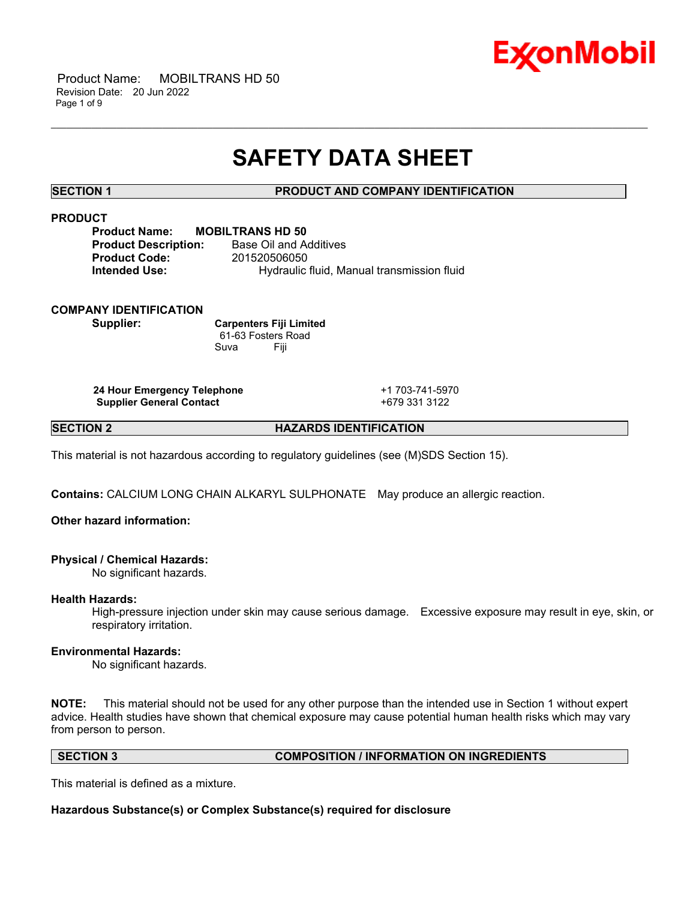# SAFETY DATA SHEET

## SECTION 1 PRODUCT AND COMPANY IDENTIFICATION

### PRODUCT

**Product Name:** **MOBILTRANS HD 50**
**Product Description:** Base Oil and Additives
**Product Code:** 201520506050
**Intended Use:** Hydraulic fluid, Manual transmission fluid

### COMPANY IDENTIFICATION

**Supplier:** **Carpenters Fiji Limited**
61-63 Fosters Road
Suva Fiji

| | |
|---|---|
| **24 Hour Emergency Telephone** | +1 703-741-5970 |
| **Supplier General Contact** | +679 331 3122 |

## SECTION 2 HAZARDS IDENTIFICATION

This material is not hazardous according to regulatory guidelines (see (M)SDS Section 15).

**Contains:** CALCIUM LONG CHAIN ALKARYL SULPHONATE May produce an allergic reaction.

**Other hazard information:**

**Physical / Chemical Hazards:**
No significant hazards.

**Health Hazards:**
High-pressure injection under skin may cause serious damage. Excessive exposure may result in eye, skin, or respiratory irritation.

**Environmental Hazards:**
No significant hazards.

**NOTE:** This material should not be used for any other purpose than the intended use in Section 1 without expert advice. Health studies have shown that chemical exposure may cause potential human health risks which may vary from person to person.

## SECTION 3 COMPOSITION / INFORMATION ON INGREDIENTS

This material is defined as a mixture.

**Hazardous Substance(s) or Complex Substance(s) required for disclosure**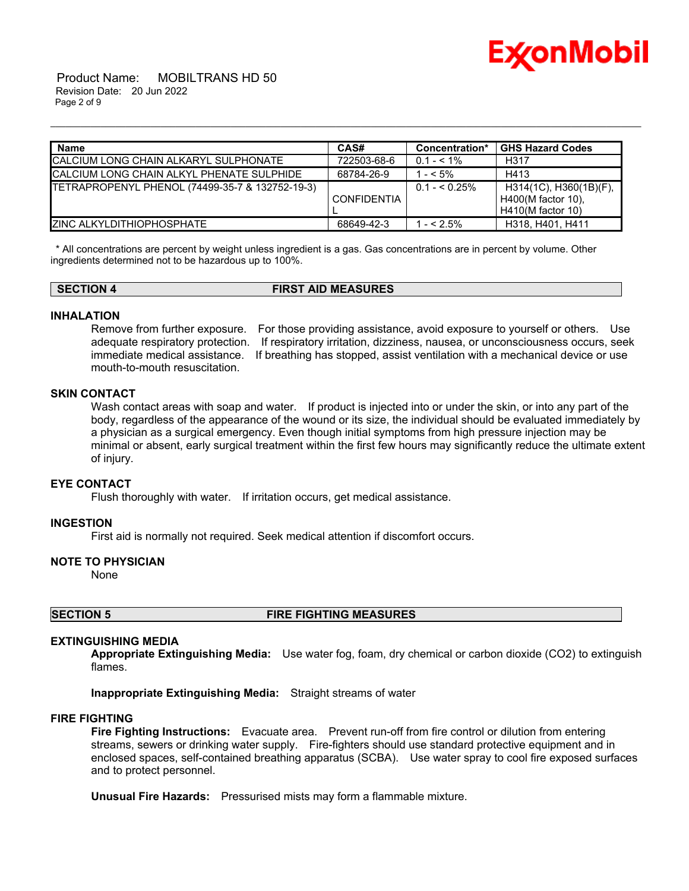| Name | CAS# | Concentration* | GHS Hazard Codes |
|---|---|---|---|
| CALCIUM LONG CHAIN ALKARYL SULPHONATE | 722503-68-6 | 0.1 - < 1% | H317 |
| CALCIUM LONG CHAIN ALKYL PHENATE SULPHIDE | 68784-26-9 | 1 - < 5% | H413 |
| TETRAPROPENYL PHENOL (74499-35-7 & 132752-19-3) | CONFIDENTIAL | 0.1 - < 0.25% | H314(1C), H360(1B)(F), H400(M factor 10), H410(M factor 10) |
| ZINC ALKYLDITHIOPHOSPHATE | 68649-42-3 | 1 - < 2.5% | H318, H401, H411 |

* All concentrations are percent by weight unless ingredient is a gas. Gas concentrations are in percent by volume. Other ingredients determined not to be hazardous up to 100%.

## SECTION 4 FIRST AID MEASURES

### INHALATION

Remove from further exposure. For those providing assistance, avoid exposure to yourself or others. Use adequate respiratory protection. If respiratory irritation, dizziness, nausea, or unconsciousness occurs, seek immediate medical assistance. If breathing has stopped, assist ventilation with a mechanical device or use mouth-to-mouth resuscitation.

### SKIN CONTACT

Wash contact areas with soap and water. If product is injected into or under the skin, or into any part of the body, regardless of the appearance of the wound or its size, the individual should be evaluated immediately by a physician as a surgical emergency. Even though initial symptoms from high pressure injection may be minimal or absent, early surgical treatment within the first few hours may significantly reduce the ultimate extent of injury.

### EYE CONTACT

Flush thoroughly with water. If irritation occurs, get medical assistance.

### INGESTION

First aid is normally not required. Seek medical attention if discomfort occurs.

### NOTE TO PHYSICIAN

None

## SECTION 5 FIRE FIGHTING MEASURES

### EXTINGUISHING MEDIA

**Appropriate Extinguishing Media:** Use water fog, foam, dry chemical or carbon dioxide ($CO_2$) to extinguish flames.

**Inappropriate Extinguishing Media:** Straight streams of water

### FIRE FIGHTING

**Fire Fighting Instructions:** Evacuate area. Prevent run-off from fire control or dilution from entering streams, sewers or drinking water supply. Fire-fighters should use standard protective equipment and in enclosed spaces, self-contained breathing apparatus (SCBA). Use water spray to cool fire exposed surfaces and to protect personnel.

**Unusual Fire Hazards:** Pressurised mists may form a flammable mixture.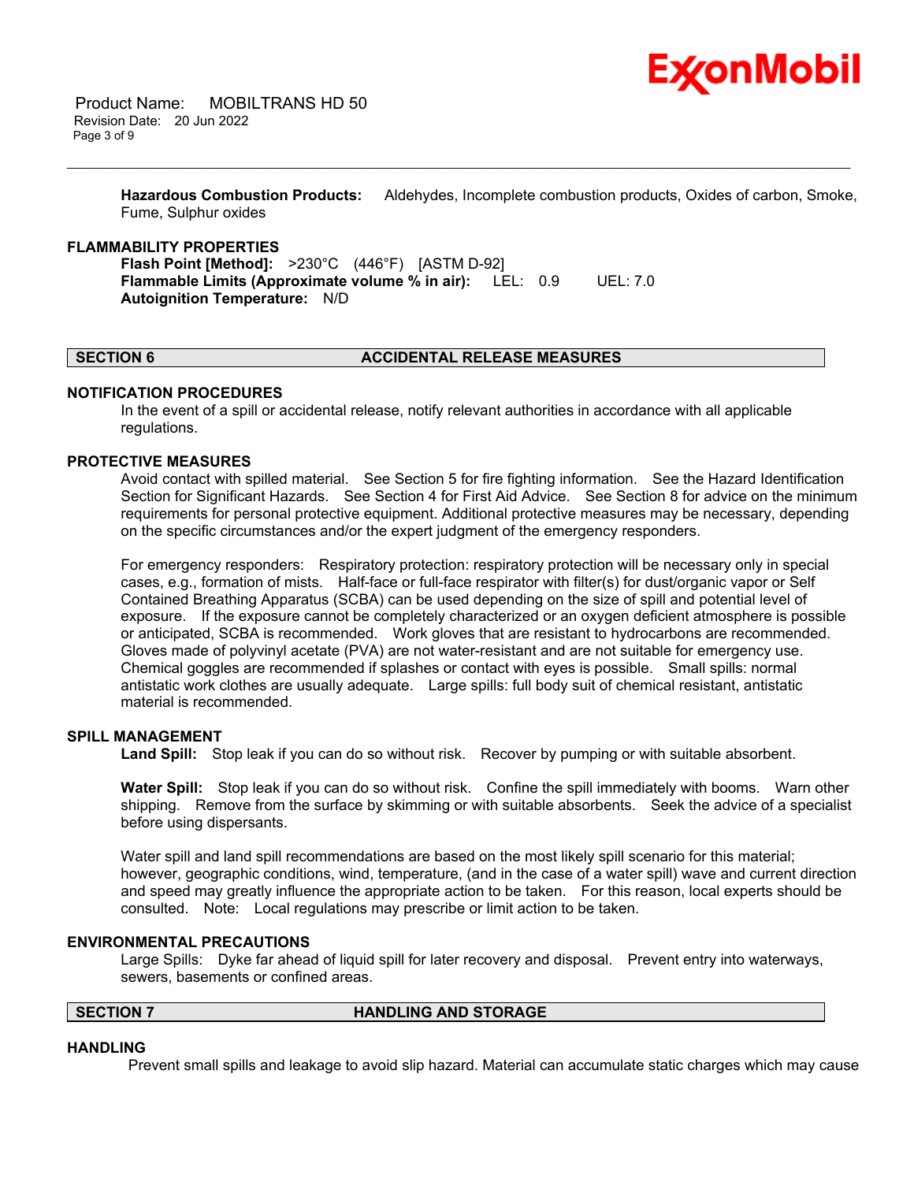**Hazardous Combustion Products:** Aldehydes, Incomplete combustion products, Oxides of carbon, Smoke, Fume, Sulphur oxides

**FLAMMABILITY PROPERTIES**

**Flash Point [Method]:** >230°C (446°F) [ASTM D-92]
**Flammable Limits (Approximate volume % in air):** LEL: 0.9 UEL: 7.0
**Autoignition Temperature:** N/D

## SECTION 6 ACCIDENTAL RELEASE MEASURES

**NOTIFICATION PROCEDURES**

In the event of a spill or accidental release, notify relevant authorities in accordance with all applicable regulations.

**PROTECTIVE MEASURES**

Avoid contact with spilled material. See Section 5 for fire fighting information. See the Hazard Identification Section for Significant Hazards. See Section 4 for First Aid Advice. See Section 8 for advice on the minimum requirements for personal protective equipment. Additional protective measures may be necessary, depending on the specific circumstances and/or the expert judgment of the emergency responders.

For emergency responders: Respiratory protection: respiratory protection will be necessary only in special cases, e.g., formation of mists. Half-face or full-face respirator with filter(s) for dust/organic vapor or Self Contained Breathing Apparatus (SCBA) can be used depending on the size of spill and potential level of exposure. If the exposure cannot be completely characterized or an oxygen deficient atmosphere is possible or anticipated, SCBA is recommended. Work gloves that are resistant to hydrocarbons are recommended. Gloves made of polyvinyl acetate (PVA) are not water-resistant and are not suitable for emergency use. Chemical goggles are recommended if splashes or contact with eyes is possible. Small spills: normal antistatic work clothes are usually adequate. Large spills: full body suit of chemical resistant, antistatic material is recommended.

**SPILL MANAGEMENT**

**Land Spill:** Stop leak if you can do so without risk. Recover by pumping or with suitable absorbent.

**Water Spill:** Stop leak if you can do so without risk. Confine the spill immediately with booms. Warn other shipping. Remove from the surface by skimming or with suitable absorbents. Seek the advice of a specialist before using dispersants.

Water spill and land spill recommendations are based on the most likely spill scenario for this material; however, geographic conditions, wind, temperature, (and in the case of a water spill) wave and current direction and speed may greatly influence the appropriate action to be taken. For this reason, local experts should be consulted. Note: Local regulations may prescribe or limit action to be taken.

**ENVIRONMENTAL PRECAUTIONS**

Large Spills: Dyke far ahead of liquid spill for later recovery and disposal. Prevent entry into waterways, sewers, basements or confined areas.

## SECTION 7 HANDLING AND STORAGE

**HANDLING**

Prevent small spills and leakage to avoid slip hazard. Material can accumulate static charges which may cause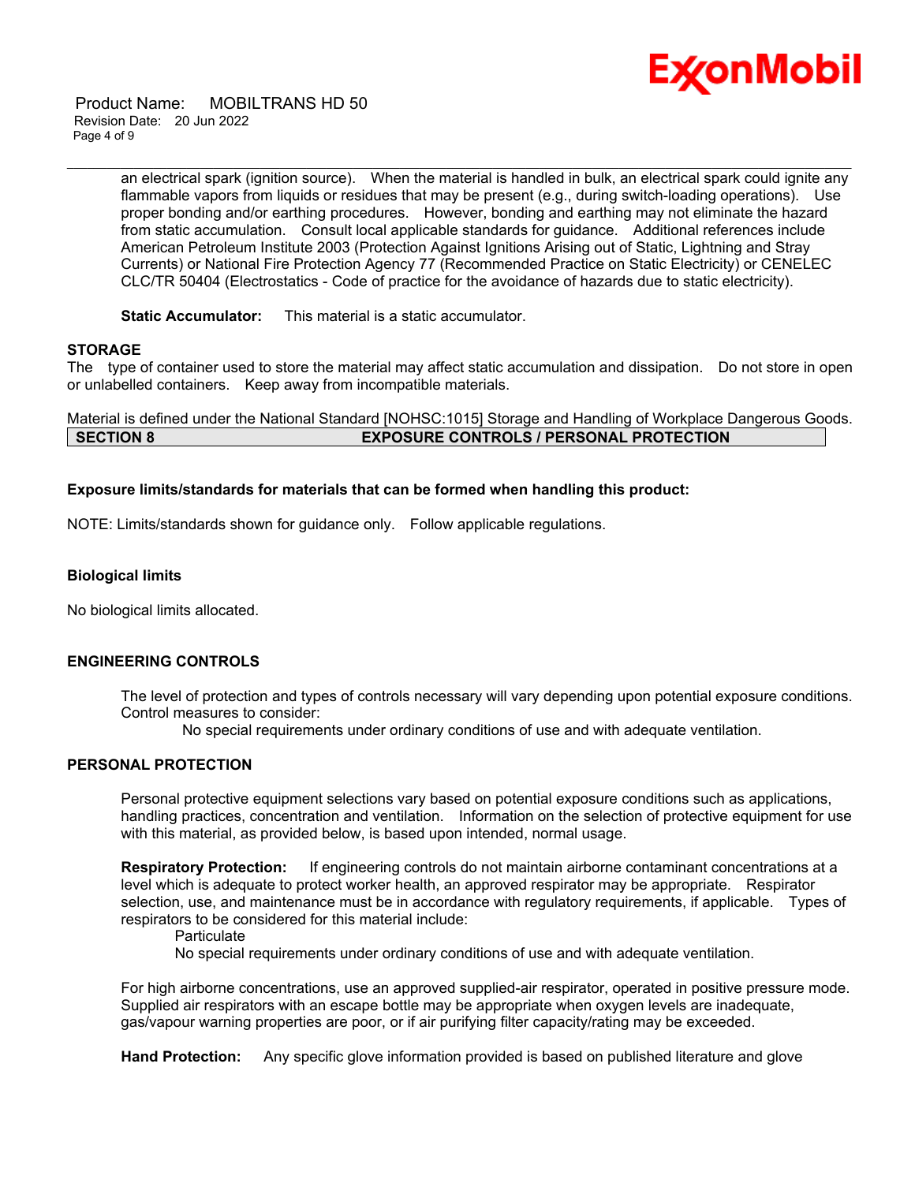an electrical spark (ignition source). When the material is handled in bulk, an electrical spark could ignite any flammable vapors from liquids or residues that may be present (e.g., during switch-loading operations). Use proper bonding and/or earthing procedures. However, bonding and earthing may not eliminate the hazard from static accumulation. Consult local applicable standards for guidance. Additional references include American Petroleum Institute 2003 (Protection Against Ignitions Arising out of Static, Lightning and Stray Currents) or National Fire Protection Agency 77 (Recommended Practice on Static Electricity) or CENELEC CLC/TR 50404 (Electrostatics - Code of practice for the avoidance of hazards due to static electricity).

**Static Accumulator:** This material is a static accumulator.

### STORAGE

The type of container used to store the material may affect static accumulation and dissipation. Do not store in open or unlabelled containers. Keep away from incompatible materials.

Material is defined under the National Standard [NOHSC:1015] Storage and Handling of Workplace Dangerous Goods.

## SECTION 8 EXPOSURE CONTROLS / PERSONAL PROTECTION

**Exposure limits/standards for materials that can be formed when handling this product:**

NOTE: Limits/standards shown for guidance only. Follow applicable regulations.

**Biological limits**

No biological limits allocated.

### ENGINEERING CONTROLS

The level of protection and types of controls necessary will vary depending upon potential exposure conditions. Control measures to consider:

No special requirements under ordinary conditions of use and with adequate ventilation.

### PERSONAL PROTECTION

Personal protective equipment selections vary based on potential exposure conditions such as applications, handling practices, concentration and ventilation. Information on the selection of protective equipment for use with this material, as provided below, is based upon intended, normal usage.

**Respiratory Protection:** If engineering controls do not maintain airborne contaminant concentrations at a level which is adequate to protect worker health, an approved respirator may be appropriate. Respirator selection, use, and maintenance must be in accordance with regulatory requirements, if applicable. Types of respirators to be considered for this material include:

Particulate
No special requirements under ordinary conditions of use and with adequate ventilation.

For high airborne concentrations, use an approved supplied-air respirator, operated in positive pressure mode. Supplied air respirators with an escape bottle may be appropriate when oxygen levels are inadequate, gas/vapour warning properties are poor, or if air purifying filter capacity/rating may be exceeded.

**Hand Protection:** Any specific glove information provided is based on published literature and glove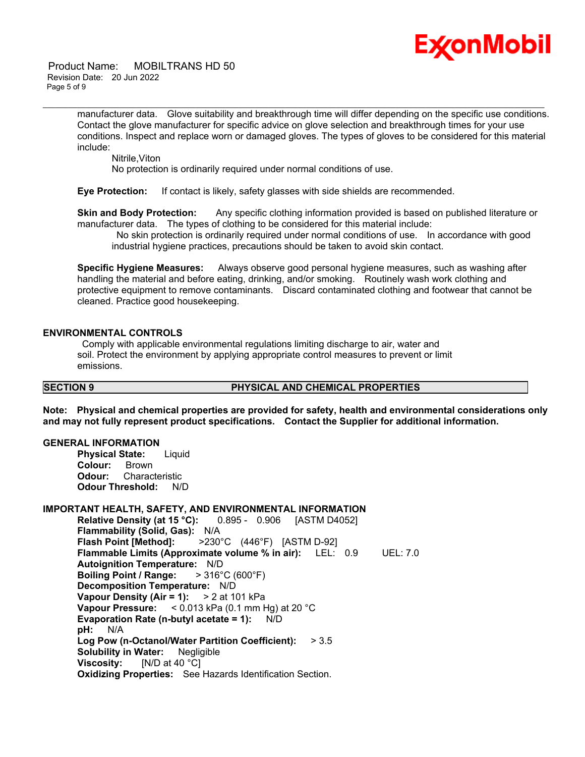manufacturer data. Glove suitability and breakthrough time will differ depending on the specific use conditions. Contact the glove manufacturer for specific advice on glove selection and breakthrough times for your use conditions. Inspect and replace worn or damaged gloves. The types of gloves to be considered for this material include:

Nitrile,Viton

No protection is ordinarily required under normal conditions of use.

**Eye Protection:** If contact is likely, safety glasses with side shields are recommended.

**Skin and Body Protection:** Any specific clothing information provided is based on published literature or manufacturer data. The types of clothing to be considered for this material include:

No skin protection is ordinarily required under normal conditions of use. In accordance with good industrial hygiene practices, precautions should be taken to avoid skin contact.

**Specific Hygiene Measures:** Always observe good personal hygiene measures, such as washing after handling the material and before eating, drinking, and/or smoking. Routinely wash work clothing and protective equipment to remove contaminants. Discard contaminated clothing and footwear that cannot be cleaned. Practice good housekeeping.

### ENVIRONMENTAL CONTROLS

Comply with applicable environmental regulations limiting discharge to air, water and soil. Protect the environment by applying appropriate control measures to prevent or limit emissions.

## SECTION 9 PHYSICAL AND CHEMICAL PROPERTIES

**Note: Physical and chemical properties are provided for safety, health and environmental considerations only and may not fully represent product specifications. Contact the Supplier for additional information.**

### GENERAL INFORMATION

**Physical State:** Liquid
**Colour:** Brown
**Odour:** Characteristic
**Odour Threshold:** N/D

### IMPORTANT HEALTH, SAFETY, AND ENVIRONMENTAL INFORMATION

**Relative Density (at 15 °C):** 0.895 - 0.906 [ASTM D4052]
**Flammability (Solid, Gas):** N/A
**Flash Point [Method]:** >230°C (446°F) [ASTM D-92]
**Flammable Limits (Approximate volume % in air):** LEL: 0.9 UEL: 7.0
**Autoignition Temperature:** N/D
**Boiling Point / Range:** > 316°C (600°F)
**Decomposition Temperature:** N/D
**Vapour Density (Air = 1):** > 2 at 101 kPa
**Vapour Pressure:** < 0.013 kPa (0.1 mm Hg) at 20 °C
**Evaporation Rate (n-butyl acetate = 1):** N/D
**pH:** N/A
**Log Pow (n-Octanol/Water Partition Coefficient):** > 3.5
**Solubility in Water:** Negligible
**Viscosity:** [N/D at 40 °C]
**Oxidizing Properties:** See Hazards Identification Section.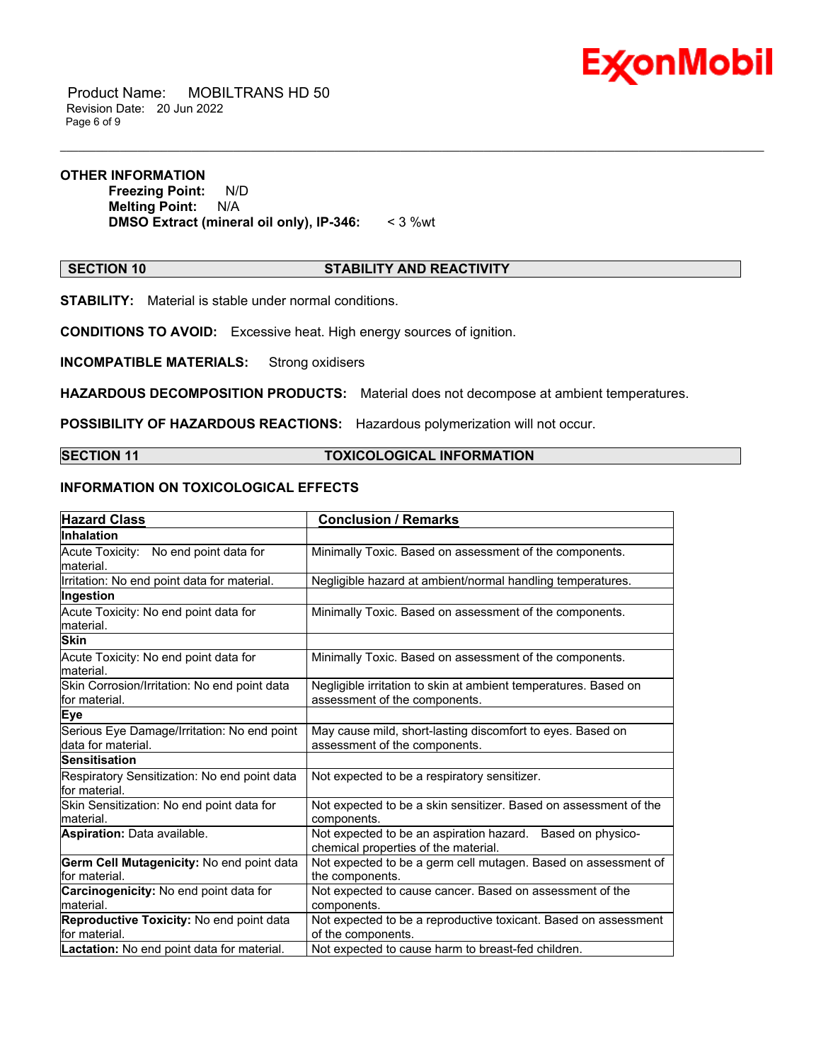### OTHER INFORMATION

**Freezing Point:** N/D
**Melting Point:** N/A
**DMSO Extract (mineral oil only), IP-346:** < 3 %wt

## SECTION 10 STABILITY AND REACTIVITY

**STABILITY:** Material is stable under normal conditions.

**CONDITIONS TO AVOID:** Excessive heat. High energy sources of ignition.

**INCOMPATIBLE MATERIALS:** Strong oxidisers

**HAZARDOUS DECOMPOSITION PRODUCTS:** Material does not decompose at ambient temperatures.

**POSSIBILITY OF HAZARDOUS REACTIONS:** Hazardous polymerization will not occur.

## SECTION 11 TOXICOLOGICAL INFORMATION

### INFORMATION ON TOXICOLOGICAL EFFECTS

| Hazard Class | Conclusion / Remarks |
|---|---|
| **Inhalation** | |
| Acute Toxicity: No end point data for material. | Minimally Toxic. Based on assessment of the components. |
| Irritation: No end point data for material. | Negligible hazard at ambient/normal handling temperatures. |
| **Ingestion** | |
| Acute Toxicity: No end point data for material. | Minimally Toxic. Based on assessment of the components. |
| **Skin** | |
| Acute Toxicity: No end point data for material. | Minimally Toxic. Based on assessment of the components. |
| Skin Corrosion/Irritation: No end point data for material. | Negligible irritation to skin at ambient temperatures. Based on assessment of the components. |
| **Eye** | |
| Serious Eye Damage/Irritation: No end point data for material. | May cause mild, short-lasting discomfort to eyes. Based on assessment of the components. |
| **Sensitisation** | |
| Respiratory Sensitization: No end point data for material. | Not expected to be a respiratory sensitizer. |
| Skin Sensitization: No end point data for material. | Not expected to be a skin sensitizer. Based on assessment of the components. |
| **Aspiration:** Data available. | Not expected to be an aspiration hazard. Based on physico-chemical properties of the material. |
| **Germ Cell Mutagenicity:** No end point data for material. | Not expected to be a germ cell mutagen. Based on assessment of the components. |
| **Carcinogenicity:** No end point data for material. | Not expected to cause cancer. Based on assessment of the components. |
| **Reproductive Toxicity:** No end point data for material. | Not expected to be a reproductive toxicant. Based on assessment of the components. |
| **Lactation:** No end point data for material. | Not expected to cause harm to breast-fed children. |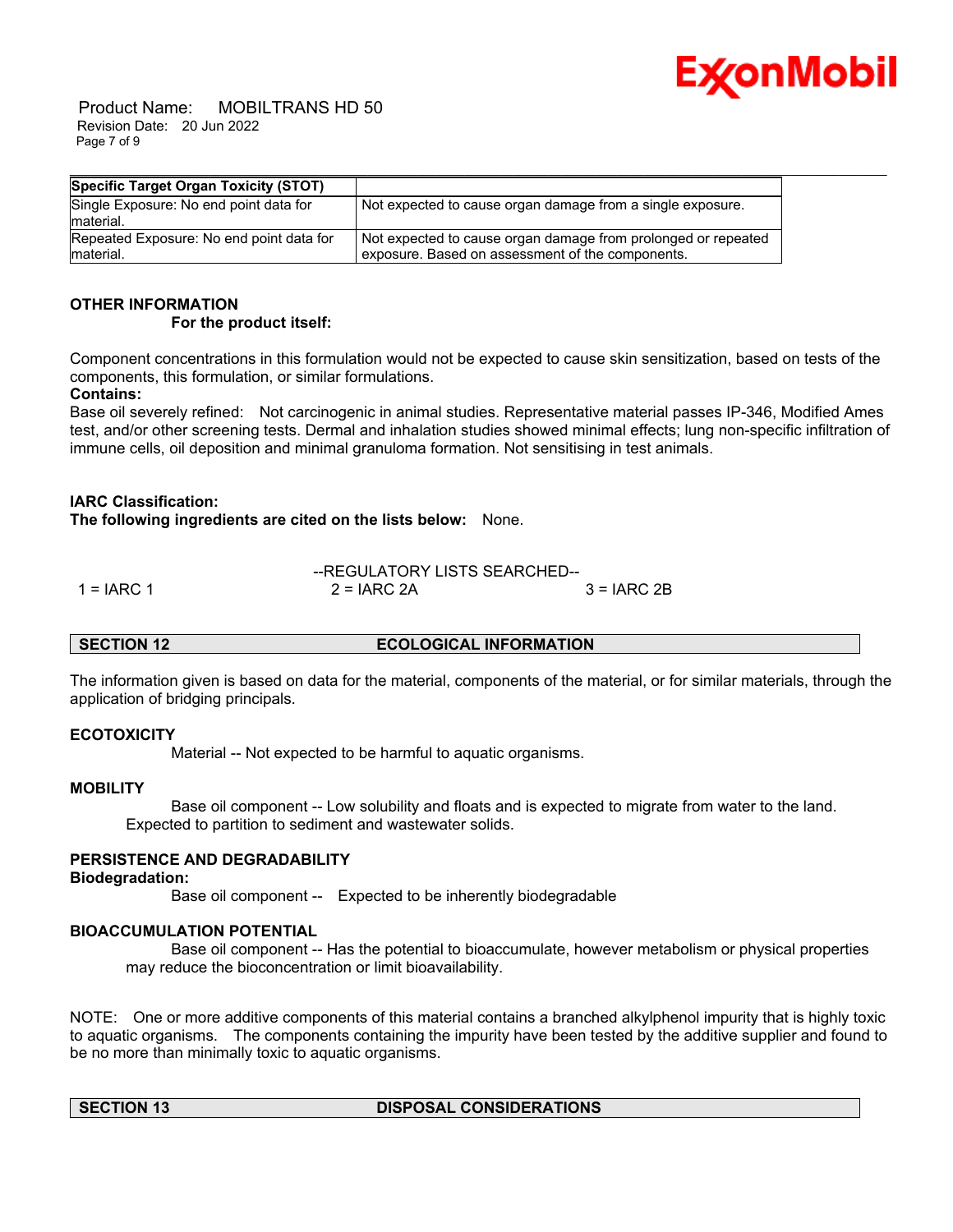| Specific Target Organ Toxicity (STOT) | |
|---|---|
| Single Exposure: No end point data for material. | Not expected to cause organ damage from a single exposure. |
| Repeated Exposure: No end point data for material. | Not expected to cause organ damage from prolonged or repeated exposure. Based on assessment of the components. |

**OTHER INFORMATION**

**For the product itself:**

Component concentrations in this formulation would not be expected to cause skin sensitization, based on tests of the components, this formulation, or similar formulations.

**Contains:**

Base oil severely refined: Not carcinogenic in animal studies. Representative material passes IP-346, Modified Ames test, and/or other screening tests. Dermal and inhalation studies showed minimal effects; lung non-specific infiltration of immune cells, oil deposition and minimal granuloma formation. Not sensitising in test animals.

**IARC Classification:**

**The following ingredients are cited on the lists below:** None.

--REGULATORY LISTS SEARCHED--

1 = IARC 1 &nbsp;&nbsp;&nbsp; 2 = IARC 2A &nbsp;&nbsp;&nbsp; 3 = IARC 2B

## SECTION 12 ECOLOGICAL INFORMATION

The information given is based on data for the material, components of the material, or for similar materials, through the application of bridging principals.

**ECOTOXICITY**

Material -- Not expected to be harmful to aquatic organisms.

**MOBILITY**

Base oil component -- Low solubility and floats and is expected to migrate from water to the land. Expected to partition to sediment and wastewater solids.

**PERSISTENCE AND DEGRADABILITY**

**Biodegradation:**

Base oil component -- Expected to be inherently biodegradable

**BIOACCUMULATION POTENTIAL**

Base oil component -- Has the potential to bioaccumulate, however metabolism or physical properties may reduce the bioconcentration or limit bioavailability.

NOTE: One or more additive components of this material contains a branched alkylphenol impurity that is highly toxic to aquatic organisms. The components containing the impurity have been tested by the additive supplier and found to be no more than minimally toxic to aquatic organisms.

## SECTION 13 DISPOSAL CONSIDERATIONS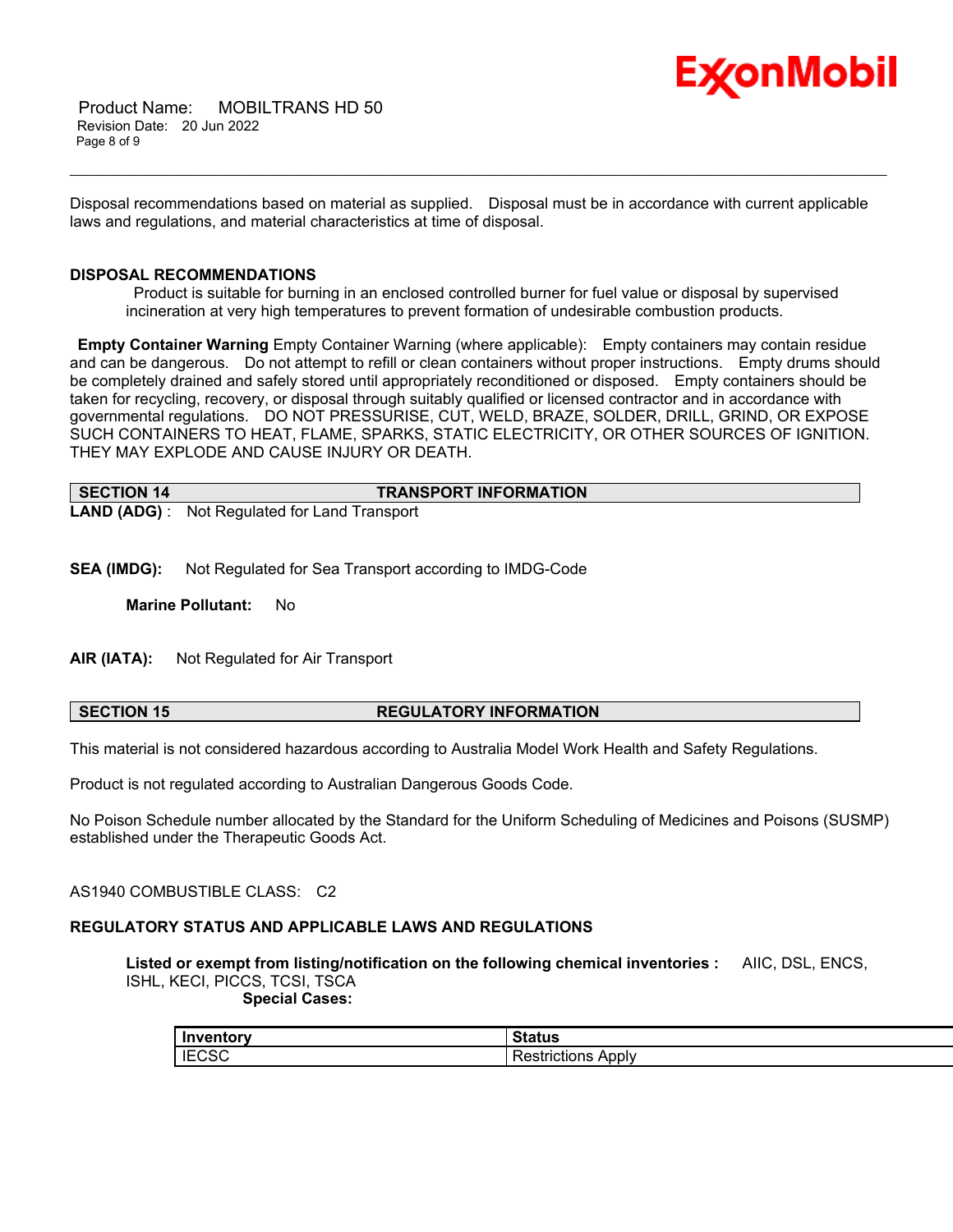Disposal recommendations based on material as supplied. Disposal must be in accordance with current applicable laws and regulations, and material characteristics at time of disposal.

**DISPOSAL RECOMMENDATIONS**

Product is suitable for burning in an enclosed controlled burner for fuel value or disposal by supervised incineration at very high temperatures to prevent formation of undesirable combustion products.

**Empty Container Warning** Empty Container Warning (where applicable): Empty containers may contain residue and can be dangerous. Do not attempt to refill or clean containers without proper instructions. Empty drums should be completely drained and safely stored until appropriately reconditioned or disposed. Empty containers should be taken for recycling, recovery, or disposal through suitably qualified or licensed contractor and in accordance with governmental regulations. DO NOT PRESSURISE, CUT, WELD, BRAZE, SOLDER, DRILL, GRIND, OR EXPOSE SUCH CONTAINERS TO HEAT, FLAME, SPARKS, STATIC ELECTRICITY, OR OTHER SOURCES OF IGNITION. THEY MAY EXPLODE AND CAUSE INJURY OR DEATH.

## SECTION 14 TRANSPORT INFORMATION

**LAND (ADG)** : Not Regulated for Land Transport

**SEA (IMDG):** Not Regulated for Sea Transport according to IMDG-Code

**Marine Pollutant:** No

**AIR (IATA):** Not Regulated for Air Transport

## SECTION 15 REGULATORY INFORMATION

This material is not considered hazardous according to Australia Model Work Health and Safety Regulations.

Product is not regulated according to Australian Dangerous Goods Code.

No Poison Schedule number allocated by the Standard for the Uniform Scheduling of Medicines and Poisons (SUSMP) established under the Therapeutic Goods Act.

AS1940 COMBUSTIBLE CLASS: C2

**REGULATORY STATUS AND APPLICABLE LAWS AND REGULATIONS**

**Listed or exempt from listing/notification on the following chemical inventories :** AIIC, DSL, ENCS, ISHL, KECI, PICCS, TCSI, TSCA

**Special Cases:**

| Inventory | Status |
| --- | --- |
| IECSC | Restrictions Apply |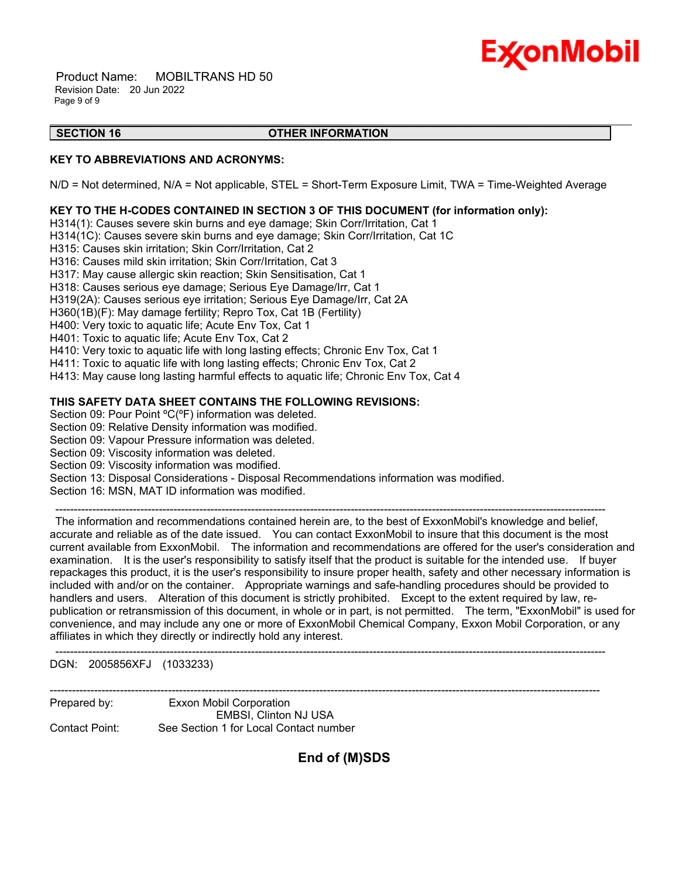## SECTION 16 OTHER INFORMATION

**KEY TO ABBREVIATIONS AND ACRONYMS:**

N/D = Not determined, N/A = Not applicable, STEL = Short-Term Exposure Limit, TWA = Time-Weighted Average

**KEY TO THE H-CODES CONTAINED IN SECTION 3 OF THIS DOCUMENT (for information only):**

H314(1): Causes severe skin burns and eye damage; Skin Corr/Irritation, Cat 1
H314(1C): Causes severe skin burns and eye damage; Skin Corr/Irritation, Cat 1C
H315: Causes skin irritation; Skin Corr/Irritation, Cat 2
H316: Causes mild skin irritation; Skin Corr/Irritation, Cat 3
H317: May cause allergic skin reaction; Skin Sensitisation, Cat 1
H318: Causes serious eye damage; Serious Eye Damage/Irr, Cat 1
H319(2A): Causes serious eye irritation; Serious Eye Damage/Irr, Cat 2A
H360(1B)(F): May damage fertility; Repro Tox, Cat 1B (Fertility)
H400: Very toxic to aquatic life; Acute Env Tox, Cat 1
H401: Toxic to aquatic life; Acute Env Tox, Cat 2
H410: Very toxic to aquatic life with long lasting effects; Chronic Env Tox, Cat 1
H411: Toxic to aquatic life with long lasting effects; Chronic Env Tox, Cat 2
H413: May cause long lasting harmful effects to aquatic life; Chronic Env Tox, Cat 4

**THIS SAFETY DATA SHEET CONTAINS THE FOLLOWING REVISIONS:**

Section 09: Pour Point ºC(ºF) information was deleted.
Section 09: Relative Density information was modified.
Section 09: Vapour Pressure information was deleted.
Section 09: Viscosity information was deleted.
Section 09: Viscosity information was modified.
Section 13: Disposal Considerations - Disposal Recommendations information was modified.
Section 16: MSN, MAT ID information was modified.

---

The information and recommendations contained herein are, to the best of ExxonMobil's knowledge and belief, accurate and reliable as of the date issued. You can contact ExxonMobil to insure that this document is the most current available from ExxonMobil. The information and recommendations are offered for the user's consideration and examination. It is the user's responsibility to satisfy itself that the product is suitable for the intended use. If buyer repackages this product, it is the user's responsibility to insure proper health, safety and other necessary information is included with and/or on the container. Appropriate warnings and safe-handling procedures should be provided to handlers and users. Alteration of this document is strictly prohibited. Except to the extent required by law, re-publication or retransmission of this document, in whole or in part, is not permitted. The term, "ExxonMobil" is used for convenience, and may include any one or more of ExxonMobil Chemical Company, Exxon Mobil Corporation, or any affiliates in which they directly or indirectly hold any interest.

---

DGN: 2005856XFJ (1033233)

---

Prepared by: Exxon Mobil Corporation
EMBSI, Clinton NJ USA
Contact Point: See Section 1 for Local Contact number

**End of (M)SDS**